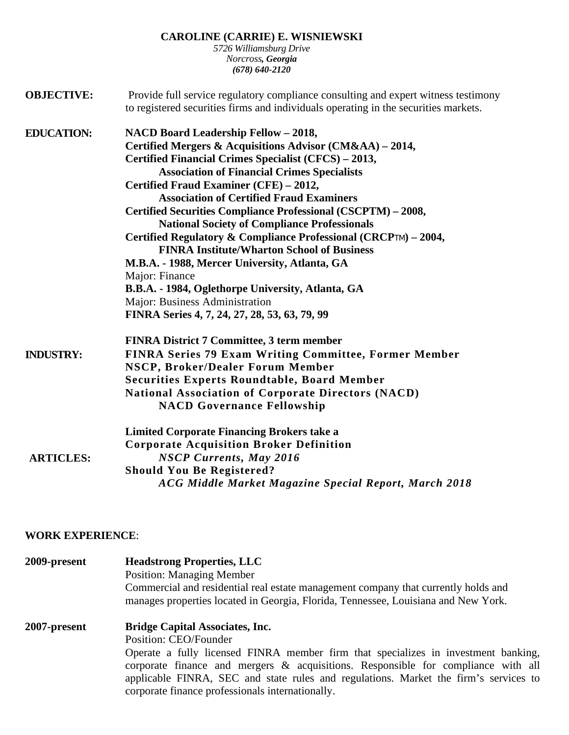**CAROLINE (CARRIE) E. WISNIEWSKI**
*5726 Williamsburg Drive*
*Norcross, **Georgia***
***(678) 640-2120***

**OBJECTIVE:** Provide full service regulatory compliance consulting and expert witness testimony to registered securities firms and individuals operating in the securities markets.

**EDUCATION:**

**NACD Board Leadership Fellow – 2018,**
**Certified Mergers & Acquisitions Advisor (CM&AA) – 2014,**
**Certified Financial Crimes Specialist (CFCS) – 2013,**
**Association of Financial Crimes Specialists**
**Certified Fraud Examiner (CFE) – 2012,**
**Association of Certified Fraud Examiners**
**Certified Securities Compliance Professional (CSCPTM) – 2008,**
**National Society of Compliance Professionals**
**Certified Regulatory & Compliance Professional (CRCPTM) – 2004,**
**FINRA Institute/Wharton School of Business**
**M.B.A. - 1988, Mercer University, Atlanta, GA**
Major: Finance
**B.B.A. - 1984, Oglethorpe University, Atlanta, GA**
Major: Business Administration
**FINRA Series 4, 7, 24, 27, 28, 53, 63, 79, 99**

**INDUSTRY:**

**FINRA District 7 Committee, 3 term member**
**FINRA Series 79 Exam Writing Committee, Former Member**
**NSCP, Broker/Dealer Forum Member**
**Securities Experts Roundtable, Board Member**
**National Association of Corporate Directors (NACD)**
**NACD Governance Fellowship**

**ARTICLES:**

**Limited Corporate Financing Brokers take a Corporate Acquisition Broker Definition**
***NSCP Currents, May 2016***
**Should You Be Registered?**
***ACG Middle Market Magazine Special Report, March 2018***

**WORK EXPERIENCE**:

**2009-present** **Headstrong Properties, LLC**
Position: Managing Member
Commercial and residential real estate management company that currently holds and manages properties located in Georgia, Florida, Tennessee, Louisiana and New York.

**2007-present** **Bridge Capital Associates, Inc.**
Position: CEO/Founder
Operate a fully licensed FINRA member firm that specializes in investment banking, corporate finance and mergers & acquisitions. Responsible for compliance with all applicable FINRA, SEC and state rules and regulations. Market the firm's services to corporate finance professionals internationally.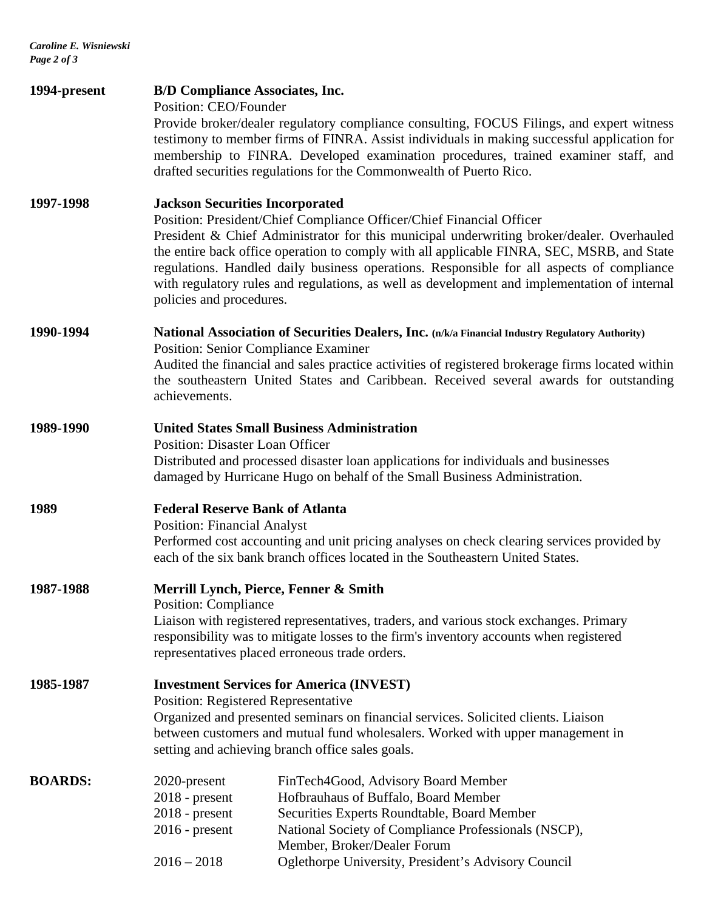**1994-present** — **B/D Compliance Associates, Inc.**
Position: CEO/Founder
Provide broker/dealer regulatory compliance consulting, FOCUS Filings, and expert witness testimony to member firms of FINRA. Assist individuals in making successful application for membership to FINRA. Developed examination procedures, trained examiner staff, and drafted securities regulations for the Commonwealth of Puerto Rico.

**1997-1998** — **Jackson Securities Incorporated**
Position: President/Chief Compliance Officer/Chief Financial Officer
President & Chief Administrator for this municipal underwriting broker/dealer. Overhauled the entire back office operation to comply with all applicable FINRA, SEC, MSRB, and State regulations. Handled daily business operations. Responsible for all aspects of compliance with regulatory rules and regulations, as well as development and implementation of internal policies and procedures.

**1990-1994** — **National Association of Securities Dealers, Inc. (n/k/a Financial Industry Regulatory Authority)**
Position: Senior Compliance Examiner
Audited the financial and sales practice activities of registered brokerage firms located within the southeastern United States and Caribbean. Received several awards for outstanding achievements.

**1989-1990** — **United States Small Business Administration**
Position: Disaster Loan Officer
Distributed and processed disaster loan applications for individuals and businesses damaged by Hurricane Hugo on behalf of the Small Business Administration.

**1989** — **Federal Reserve Bank of Atlanta**
Position: Financial Analyst
Performed cost accounting and unit pricing analyses on check clearing services provided by each of the six bank branch offices located in the Southeastern United States.

**1987-1988** — **Merrill Lynch, Pierce, Fenner & Smith**
Position: Compliance
Liaison with registered representatives, traders, and various stock exchanges. Primary responsibility was to mitigate losses to the firm's inventory accounts when registered representatives placed erroneous trade orders.

**1985-1987** — **Investment Services for America (INVEST)**
Position: Registered Representative
Organized and presented seminars on financial services. Solicited clients. Liaison between customers and mutual fund wholesalers. Worked with upper management in setting and achieving branch office sales goals.

**BOARDS:**

- 2020-present — FinTech4Good, Advisory Board Member
- 2018 - present — Hofbrauhaus of Buffalo, Board Member
- 2018 - present — Securities Experts Roundtable, Board Member
- 2016 - present — National Society of Compliance Professionals (NSCP), Member, Broker/Dealer Forum
- 2016 – 2018 — Oglethorpe University, President's Advisory Council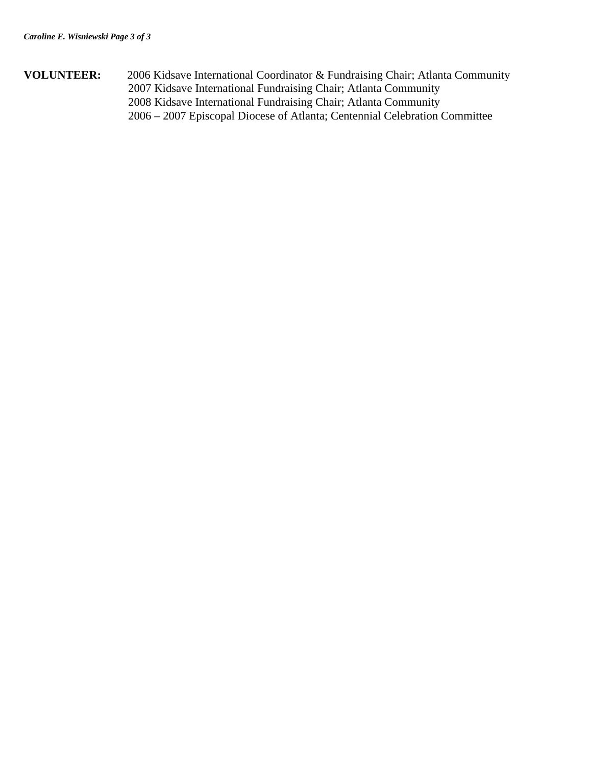**VOLUNTEER:**

2006 Kidsave International Coordinator & Fundraising Chair; Atlanta Community
2007 Kidsave International Fundraising Chair; Atlanta Community
2008 Kidsave International Fundraising Chair; Atlanta Community
2006 – 2007 Episcopal Diocese of Atlanta; Centennial Celebration Committee